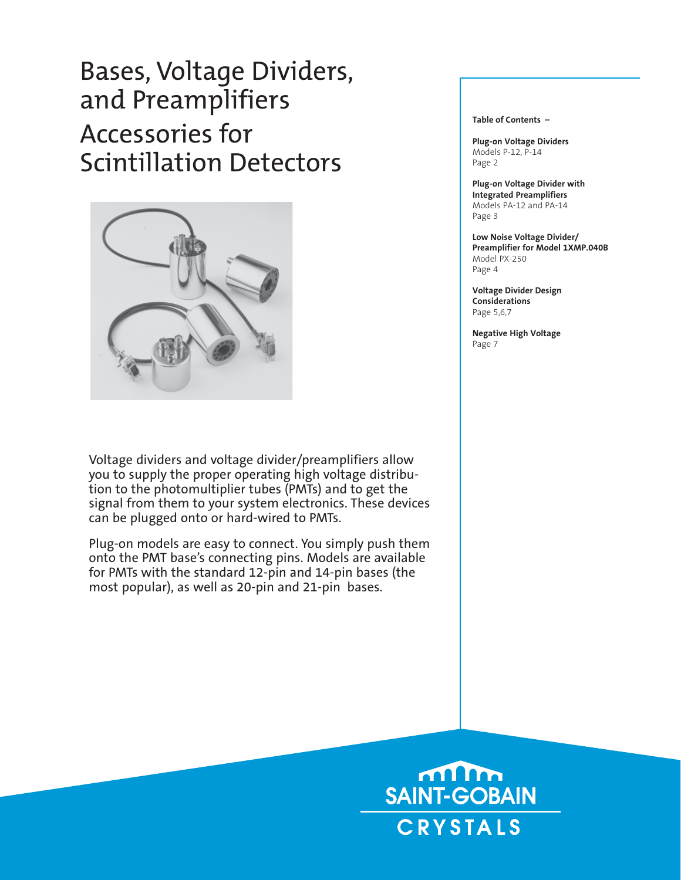# Bases, Voltage Dividers, and Preamplifiers

## Accessories for Scintillation Detectors

Voltage dividers and voltage divider/preamplifiers allow you to supply the proper operating high voltage distribution to the photomultiplier tubes (PMTs) and to get the signal from them to your system electronics. These devices can be plugged onto or hard-wired to PMTs.

Plug-on models are easy to connect. You simply push them onto the PMT base's connecting pins. Models are available for PMTs with the standard 12-pin and 14-pin bases (the most popular), as well as 20-pin and 21-pin bases.

**Table of Contents –**

**Plug-on Voltage Dividers**
Models P-12, P-14
Page 2

**Plug-on Voltage Divider with Integrated Preamplifiers**
Models PA-12 and PA-14
Page 3

**Low Noise Voltage Divider/ Preamplifier for Model 1XMP.040B**
Model PX-250
Page 4

**Voltage Divider Design Considerations**
Page 5,6,7

**Negative High Voltage**
Page 7

SAINT-GOBAIN CRYSTALS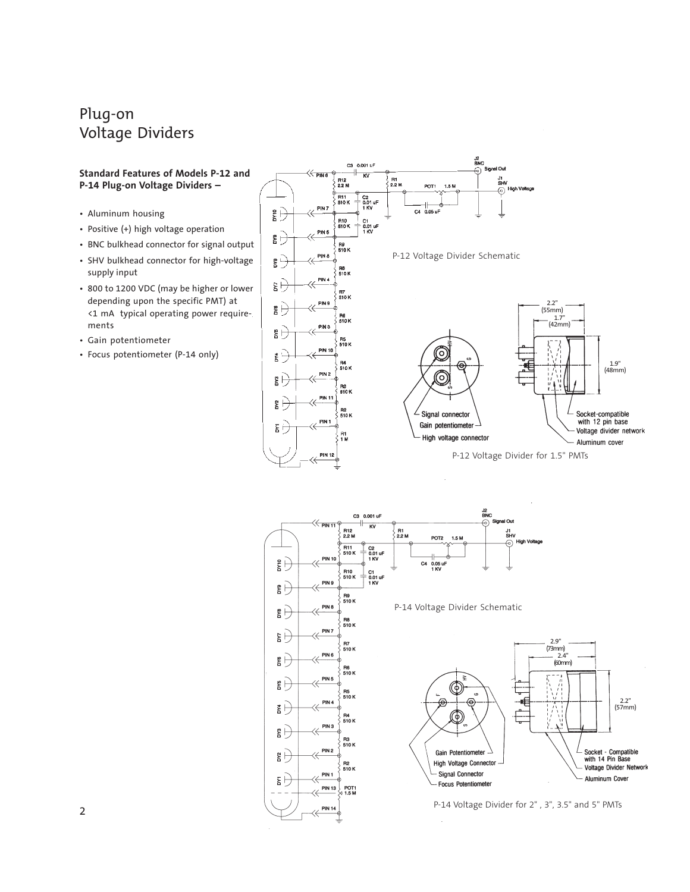# Plug-on Voltage Dividers

**Standard Features of Models P-12 and P-14 Plug-on Voltage Dividers –**

- Aluminum housing
- Positive (+) high voltage operation
- BNC bulkhead connector for signal output
- SHV bulkhead connector for high-voltage supply input
- 800 to 1200 VDC (may be higher or lower depending upon the specific PMT) at <1 mA typical operating power requirements
- Gain potentiometer
- Focus potentiometer (P-14 only)

P-12 Voltage Divider Schematic

P-12 Voltage Divider for 1.5" PMTs

P-14 Voltage Divider Schematic

P-14 Voltage Divider for 2", 3", 3.5" and 5" PMTs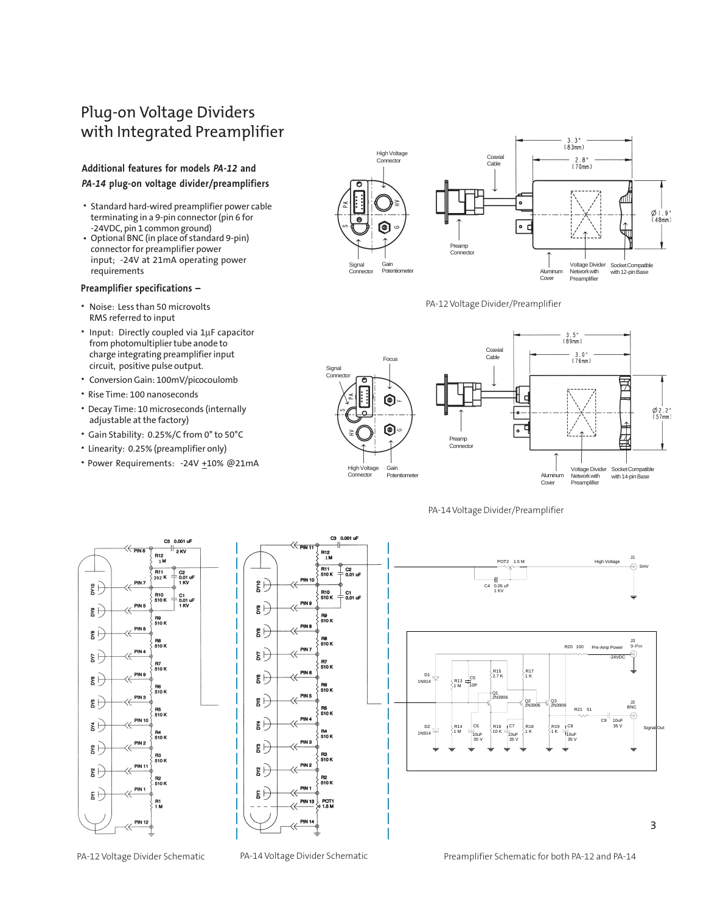# Plug-on Voltage Dividers with Integrated Preamplifier

### Additional features for models *PA-12* and *PA-14* plug-on voltage divider/preamplifiers

- Standard hard-wired preamplifier power cable terminating in a 9-pin connector (pin 6 for -24VDC, pin 1 common ground)
- Optional BNC (in place of standard 9-pin) connector for preamplifier power input; -24V at 21mA operating power requirements

### Preamplifier specifications –

- Noise: Less than 50 microvolts RMS referred to input
- Input: Directly coupled via 1µF capacitor from photomultiplier tube anode to charge integrating preamplifier input circuit, positive pulse output.
- Conversion Gain: 100mV/picocoulomb
- Rise Time: 100 nanoseconds
- Decay Time: 10 microseconds (internally adjustable at the factory)
- Gain Stability: 0.25%/C from 0° to 50°C
- Linearity: 0.25% (preamplifier only)
- Power Requirements: -24V ±10% @21mA

PA-12 Voltage Divider/Preamplifier

PA-14 Voltage Divider/Preamplifier

PA-12 Voltage Divider Schematic

PA-14 Voltage Divider Schematic

Preamplifier Schematic for both PA-12 and PA-14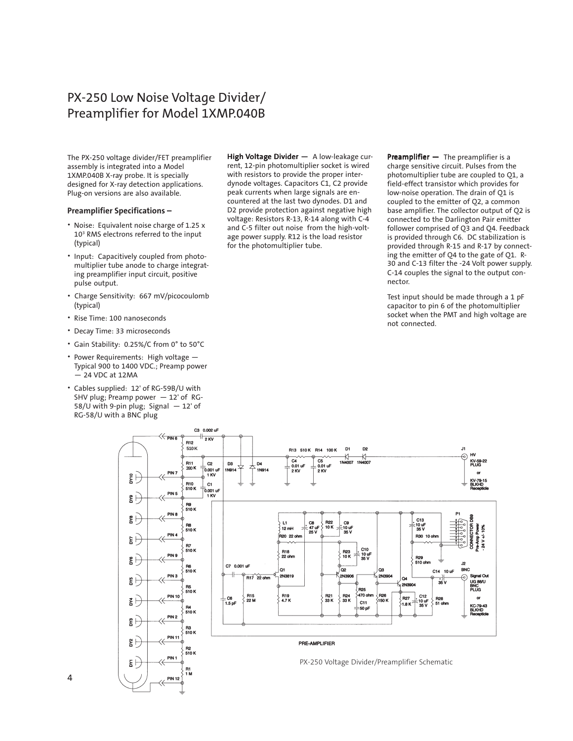# PX-250 Low Noise Voltage Divider/ Preamplifier for Model 1XMP.040B

The PX-250 voltage divider/FET preamplifier assembly is integrated into a Model 1XMP.040B X-ray probe. It is specially designed for X-ray detection applications. Plug-on versions are also available.

### Preamplifier Specifications –

- Noise: Equivalent noise charge of 1.25 x $10^3$ RMS electrons referred to the input (typical)
- Input: Capacitively coupled from photomultiplier tube anode to charge integrating preamplifier input circuit, positive pulse output.
- Charge Sensitivity: 667 mV/picocoulomb (typical)
- Rise Time: 100 nanoseconds
- Decay Time: 33 microseconds
- Gain Stability: 0.25%/C from 0° to 50°C
- Power Requirements: High voltage — Typical 900 to 1400 VDC.; Preamp power — 24 VDC at 12MA
- Cables supplied: 12' of RG-59B/U with SHV plug; Preamp power — 12' of RG-58/U with 9-pin plug; Signal — 12' of RG-58/U with a BNC plug

**High Voltage Divider —** A low-leakage current, 12-pin photomultiplier socket is wired with resistors to provide the proper interdynode voltages. Capacitors C1, C2 provide peak currents when large signals are encountered at the last two dynodes. D1 and D2 provide protection against negative high voltage: Resistors R-13, R-14 along with C-4 and C-5 filter out noise from the high-voltage power supply. R12 is the load resistor for the photomultiplier tube.

**Preamplifier —** The preamplifier is a charge sensitive circuit. Pulses from the photomultiplier tube are coupled to Q1, a field-effect transistor which provides for low-noise operation. The drain of Q1 is coupled to the emitter of Q2, a common base amplifier. The collector output of Q2 is connected to the Darlington Pair emitter follower comprised of Q3 and Q4. Feedback is provided through C6. DC stabilization is provided through R-15 and R-17 by connecting the emitter of Q4 to the gate of Q1. R-30 and C-13 filter the -24 Volt power supply. C-14 couples the signal to the output connector.

Test input should be made through a 1 pF capacitor to pin 6 of the photomultiplier socket when the PMT and high voltage are not connected.

PX-250 Voltage Divider/Preamplifier Schematic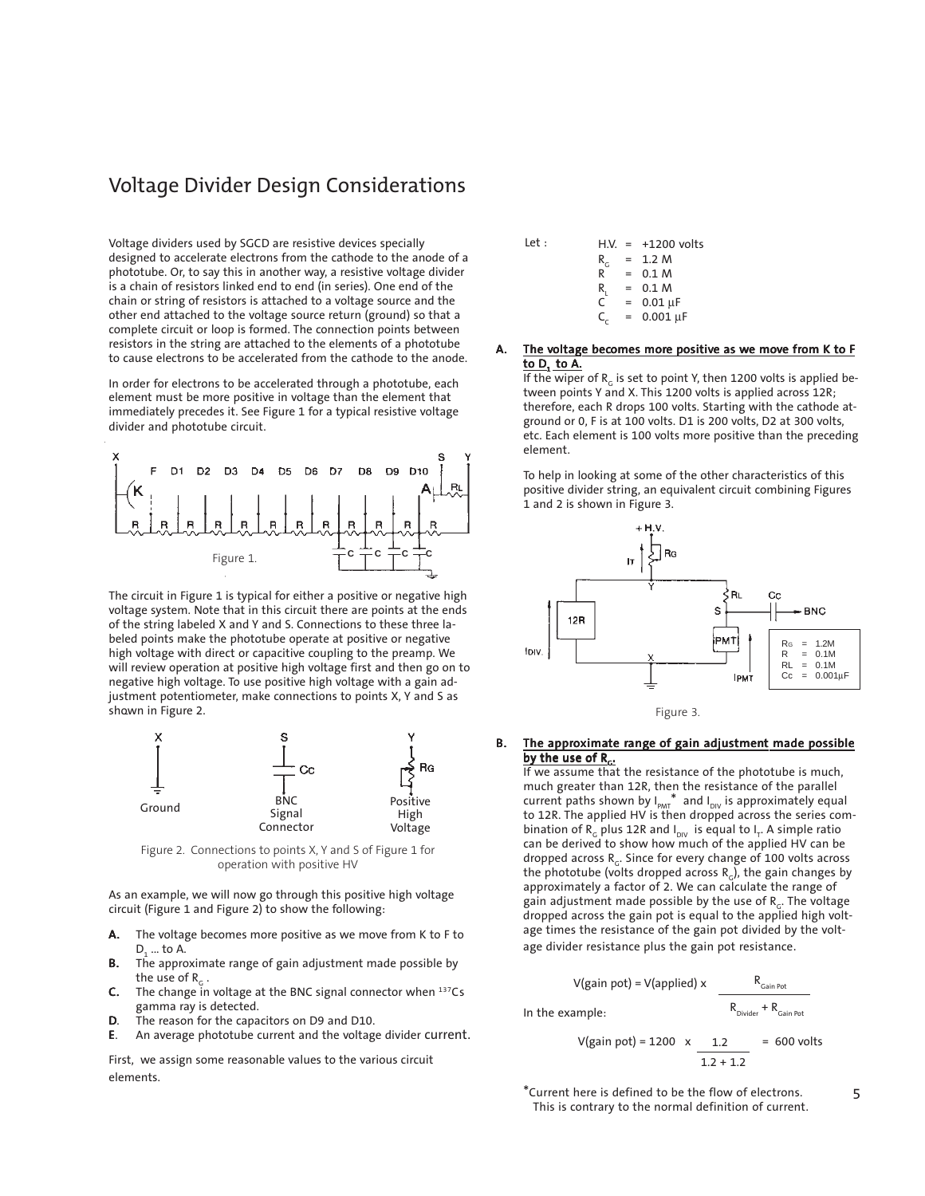# Voltage Divider Design Considerations

Voltage dividers used by SGCD are resistive devices specially designed to accelerate electrons from the cathode to the anode of a phototube. Or, to say this in another way, a resistive voltage divider is a chain of resistors linked end to end (in series). One end of the chain or string of resistors is attached to a voltage source and the other end attached to the voltage source return (ground) so that a complete circuit or loop is formed. The connection points between resistors in the string are attached to the elements of a phototube to cause electrons to be accelerated from the cathode to the anode.

In order for electrons to be accelerated through a phototube, each element must be more positive in voltage than the element that immediately precedes it. See Figure 1 for a typical resistive voltage divider and phototube circuit.

Figure 1.

The circuit in Figure 1 is typical for either a positive or negative high voltage system. Note that in this circuit there are points at the ends of the string labeled X and Y and S. Connections to these three labeled points make the phototube operate at positive or negative high voltage with direct or capacitive coupling to the preamp. We will review operation at positive high voltage first and then go on to negative high voltage. To use positive high voltage with a gain adjustment potentiometer, make connections to points X, Y and S as shown in Figure 2.

Figure 2. Connections to points X, Y and S of Figure 1 for operation with positive HV

As an example, we will now go through this positive high voltage circuit (Figure 1 and Figure 2) to show the following:

- **A.** The voltage becomes more positive as we move from K to F to $D_1$ ... to A.
- **B.** The approximate range of gain adjustment made possible by the use of $R_G$ .
- **C.** The change in voltage at the BNC signal connector when $^{137}Cs$ gamma ray is detected.
- **D**. The reason for the capacitors on D9 and D10.
- **E**. An average phototube current and the voltage divider current.

First, we assign some reasonable values to the various circuit elements.

Let :

- H.V. = +1200 volts
- $R_G$ = 1.2 M
- $R$ = 0.1 M
- $R_L$ = 0.1 M
- $C$ = 0.01 µF
- $C_C$ = 0.001 µF

**A. The voltage becomes more positive as we move from K to F to $D_1$ to A.**

If the wiper of $R_G$ is set to point Y, then 1200 volts is applied between points Y and X. This 1200 volts is applied across 12R; therefore, each R drops 100 volts. Starting with the cathode at ground or 0, F is at 100 volts. D1 is 200 volts, D2 at 300 volts, etc. Each element is 100 volts more positive than the preceding element.

To help in looking at some of the other characteristics of this positive divider string, an equivalent circuit combining Figures 1 and 2 is shown in Figure 3.

Figure 3.

**B. The approximate range of gain adjustment made possible by the use of $R_G$.**

If we assume that the resistance of the phototube is much, much greater than 12R, then the resistance of the parallel current paths shown by $I_{PMT}$* and $I_{DIV}$ is approximately equal to 12R. The applied HV is then dropped across the series combination of $R_G$ plus 12R and $I_{DIV}$ is equal to $I_T$. A simple ratio can be derived to show how much of the applied HV can be dropped across $R_G$. Since for every change of 100 volts across the phototube (volts dropped across $R_G$), the gain changes by approximately a factor of 2. We can calculate the range of gain adjustment made possible by the use of $R_G$. The voltage dropped across the gain pot is equal to the applied high voltage times the resistance of the gain pot divided by the voltage divider resistance plus the gain pot resistance.

$$V(\text{gain pot}) = V(\text{applied}) \times \frac{R_{\text{Gain Pot}}}{R_{\text{Divider}} + R_{\text{Gain Pot}}}$$

In the example:

$$V(\text{gain pot}) = 1200 \times \frac{1.2}{1.2 + 1.2} = 600 \text{ volts}$$

*Current here is defined to be the flow of electrons. This is contrary to the normal definition of current.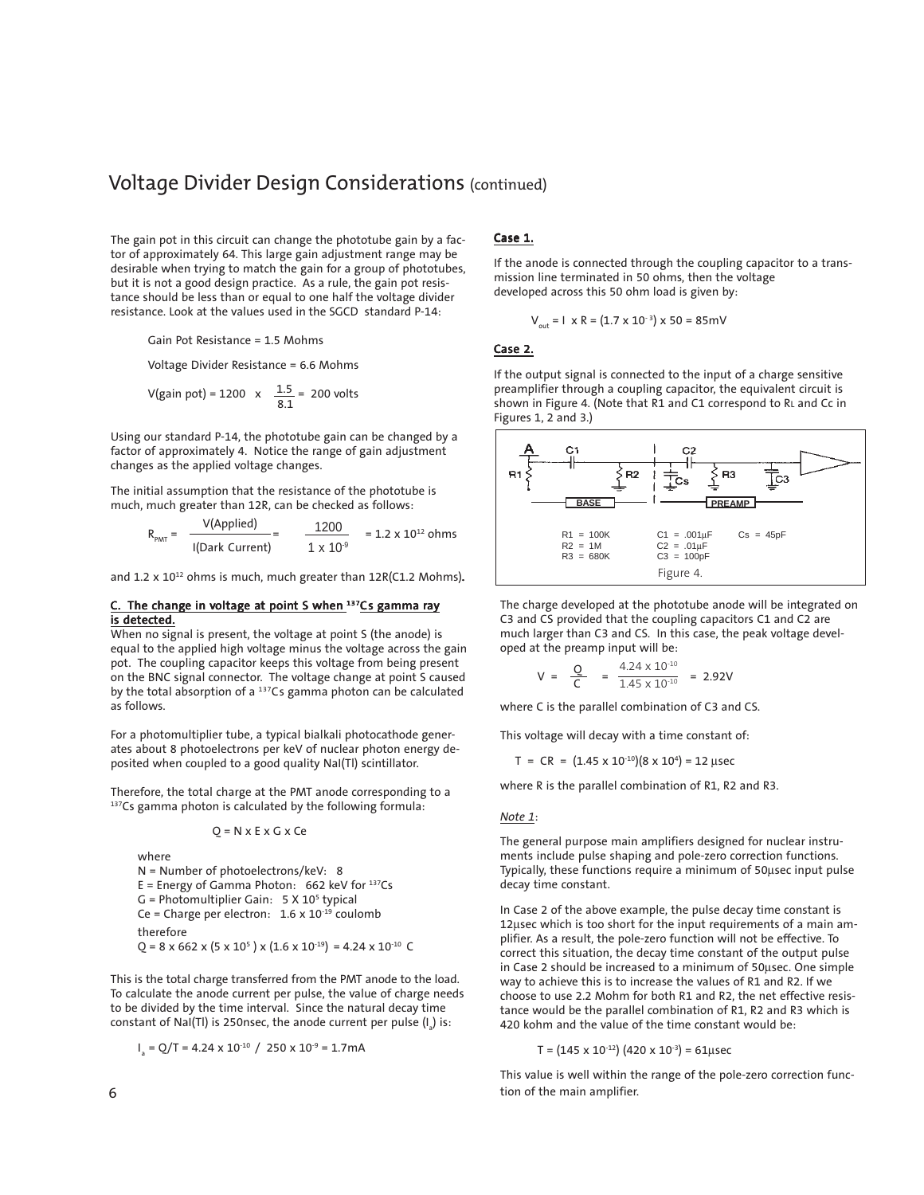## Voltage Divider Design Considerations (continued)

The gain pot in this circuit can change the phototube gain by a factor of approximately 64. This large gain adjustment range may be desirable when trying to match the gain for a group of phototubes, but it is not a good design practice. As a rule, the gain pot resistance should be less than or equal to one half the voltage divider resistance. Look at the values used in the SGCD standard P-14:

Gain Pot Resistance = 1.5 Mohms

Voltage Divider Resistance = 6.6 Mohms

$$V(\text{gain pot}) = 1200 \times \frac{1.5}{8.1} = 200 \text{ volts}$$

Using our standard P-14, the phototube gain can be changed by a factor of approximately 4. Notice the range of gain adjustment changes as the applied voltage changes.

The initial assumption that the resistance of the phototube is much, much greater than 12R, can be checked as follows:

$$R_{PMT} = \frac{V(\text{Applied})}{I(\text{Dark Current})} = \frac{1200}{1 \times 10^{-9}} = 1.2 \times 10^{12} \text{ ohms}$$

and $1.2 \times 10^{12}$ ohms is much, much greater than 12R(C1.2 Mohms).

**C. The change in voltage at point S when $^{137}$Cs gamma ray is detected.**

When no signal is present, the voltage at point S (the anode) is equal to the applied high voltage minus the voltage across the gain pot. The coupling capacitor keeps this voltage from being present on the BNC signal connector. The voltage change at point S caused by the total absorption of a $^{137}$Cs gamma photon can be calculated as follows.

For a photomultiplier tube, a typical bialkali photocathode generates about 8 photoelectrons per keV of nuclear photon energy deposited when coupled to a good quality NaI(Tl) scintillator.

Therefore, the total charge at the PMT anode corresponding to a $^{137}$Cs gamma photon is calculated by the following formula:

$$Q = N \times E \times G \times Ce$$

where
N = Number of photoelectrons/keV: 8
E = Energy of Gamma Photon: 662 keV for $^{137}$Cs
G = Photomultiplier Gain: $5 \times 10^{5}$ typical
Ce = Charge per electron: $1.6 \times 10^{-19}$ coulomb

therefore

$$Q = 8 \times 662 \times (5 \times 10^{5}) \times (1.6 \times 10^{-19}) = 4.24 \times 10^{-10} \text{ C}$$

This is the total charge transferred from the PMT anode to the load. To calculate the anode current per pulse, the value of charge needs to be divided by the time interval. Since the natural decay time constant of NaI(Tl) is 250nsec, the anode current per pulse ($I_a$) is:

$$I_a = Q/T = 4.24 \times 10^{-10} \;/\; 250 \times 10^{-9} = 1.7\text{mA}$$

**Case 1.**

If the anode is connected through the coupling capacitor to a transmission line terminated in 50 ohms, then the voltage developed across this 50 ohm load is given by:

$$V_{out} = I \times R = (1.7 \times 10^{-3}) \times 50 = 85\text{mV}$$

**Case 2.**

If the output signal is connected to the input of a charge sensitive preamplifier through a coupling capacitor, the equivalent circuit is shown in Figure 4. (Note that R1 and C1 correspond to $R_L$ and Cc in Figures 1, 2 and 3.)

R1 = 100K
R2 = 1M
R3 = 680K
C1 = .001µF
C2 = .01µF
C3 = 100pF
Cs = 45pF

Figure 4.

The charge developed at the phototube anode will be integrated on C3 and CS provided that the coupling capacitors C1 and C2 are much larger than C3 and CS. In this case, the peak voltage developed at the preamp input will be:

$$V = \frac{Q}{C} = \frac{4.24 \times 10^{-10}}{1.45 \times 10^{-10}} = 2.92\text{V}$$

where C is the parallel combination of C3 and CS.

This voltage will decay with a time constant of:

$$T = CR = (1.45 \times 10^{-10})(8 \times 10^{4}) = 12\ \mu\text{sec}$$

where R is the parallel combination of R1, R2 and R3.

*Note 1*:

The general purpose main amplifiers designed for nuclear instruments include pulse shaping and pole-zero correction functions. Typically, these functions require a minimum of 50µsec input pulse decay time constant.

In Case 2 of the above example, the pulse decay time constant is 12µsec which is too short for the input requirements of a main amplifier. As a result, the pole-zero function will not be effective. To correct this situation, the decay time constant of the output pulse in Case 2 should be increased to a minimum of 50µsec. One simple way to achieve this is to increase the values of R1 and R2. If we choose to use 2.2 Mohm for both R1 and R2, the net effective resistance would be the parallel combination of R1, R2 and R3 which is 420 kohm and the value of the time constant would be:

$$T = (145 \times 10^{-12})(420 \times 10^{-3}) = 61\mu\text{sec}$$

This value is well within the range of the pole-zero correction function of the main amplifier.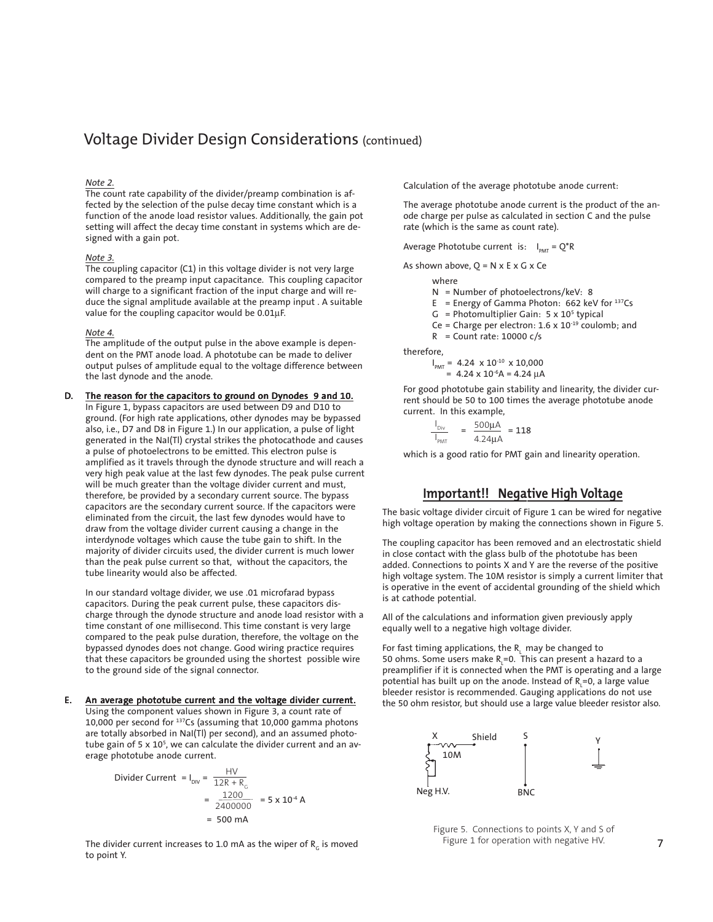## Voltage Divider Design Considerations (continued)

*Note 2.*

The count rate capability of the divider/preamp combination is affected by the selection of the pulse decay time constant which is a function of the anode load resistor values. Additionally, the gain pot setting will affect the decay time constant in systems which are designed with a gain pot.

*Note 3.*

The coupling capacitor (C1) in this voltage divider is not very large compared to the preamp input capacitance. This coupling capacitor will charge to a significant fraction of the input charge and will reduce the signal amplitude available at the preamp input . A suitable value for the coupling capacitor would be 0.01µF.

*Note 4.*

The amplitude of the output pulse in the above example is dependent on the PMT anode load. A phototube can be made to deliver output pulses of amplitude equal to the voltage difference between the last dynode and the anode.

**D. The reason for the capacitors to ground on Dynodes 9 and 10.**

In Figure 1, bypass capacitors are used between D9 and D10 to ground. (For high rate applications, other dynodes may be bypassed also, i.e., D7 and D8 in Figure 1.) In our application, a pulse of light generated in the NaI(Tl) crystal strikes the photocathode and causes a pulse of photoelectrons to be emitted. This electron pulse is amplified as it travels through the dynode structure and will reach a very high peak value at the last few dynodes. The peak pulse current will be much greater than the voltage divider current and must, therefore, be provided by a secondary current source. The bypass capacitors are the secondary current source. If the capacitors were eliminated from the circuit, the last few dynodes would have to draw from the voltage divider current causing a change in the interdynode voltages which cause the tube gain to shift. In the majority of divider circuits used, the divider current is much lower than the peak pulse current so that, without the capacitors, the tube linearity would also be affected.

In our standard voltage divider, we use .01 microfarad bypass capacitors. During the peak current pulse, these capacitors discharge through the dynode structure and anode load resistor with a time constant of one millisecond. This time constant is very large compared to the peak pulse duration, therefore, the voltage on the bypassed dynodes does not change. Good wiring practice requires that these capacitors be grounded using the shortest possible wire to the ground side of the signal connector.

**E. An average phototube current and the voltage divider current.**

Using the component values shown in Figure 3, a count rate of 10,000 per second for $^{137}Cs$ (assuming that 10,000 gamma photons are totally absorbed in NaI(Tl) per second), and an assumed phototube gain of $5 \times 10^5$, we can calculate the divider current and an average phototube anode current.

$$\text{Divider Current} = I_{DIV} = \frac{HV}{12R + R_G}$$

$$= \frac{1200}{2400000} = 5 \times 10^{-4}\ \text{A}$$

$$= 500\ \text{mA}$$

The divider current increases to 1.0 mA as the wiper of $R_G$ is moved to point Y.

Calculation of the average phototube anode current:

The average phototube anode current is the product of the anode charge per pulse as calculated in section C and the pulse rate (which is the same as count rate).

Average Phototube current is: $I_{PMT} = Q*R$

As shown above, $Q = N \times E \times G \times Ce$

where
- N = Number of photoelectrons/keV: 8
- E = Energy of Gamma Photon: 662 keV for $^{137}Cs$
- G = Photomultiplier Gain: $5 \times 10^5$ typical
- Ce = Charge per electron: $1.6 \times 10^{-19}$ coulomb; and
- R = Count rate: 10000 c/s

therefore,

$$I_{PMT} = 4.24 \times 10^{-10} \times 10{,}000$$
$$= 4.24 \times 10^{-6}\text{A} = 4.24\ \mu\text{A}$$

For good phototube gain stability and linearity, the divider current should be 50 to 100 times the average phototube anode current. In this example,

$$\frac{I_{Div}}{I_{PMT}} = \frac{500\mu A}{4.24\mu A} = 118$$

which is a good ratio for PMT gain and linearity operation.

## Important!! Negative High Voltage

The basic voltage divider circuit of Figure 1 can be wired for negative high voltage operation by making the connections shown in Figure 5.

The coupling capacitor has been removed and an electrostatic shield in close contact with the glass bulb of the phototube has been added. Connections to points X and Y are the reverse of the positive high voltage system. The 10M resistor is simply a current limiter that is operative in the event of accidental grounding of the shield which is at cathode potential.

All of the calculations and information given previously apply equally well to a negative high voltage divider.

For fast timing applications, the $R_L$ may be changed to 50 ohms. Some users make $R_L$=0. This can present a hazard to a preamplifier if it is connected when the PMT is operating and a large potential has built up on the anode. Instead of $R_L$=0, a large value bleeder resistor is recommended. Gauging applications do not use the 50 ohm resistor, but should use a large value bleeder resistor also.

X — 10M — Shield; Neg H.V.; S — BNC; Y (ground)

Figure 5. Connections to points X, Y and S of Figure 1 for operation with negative HV.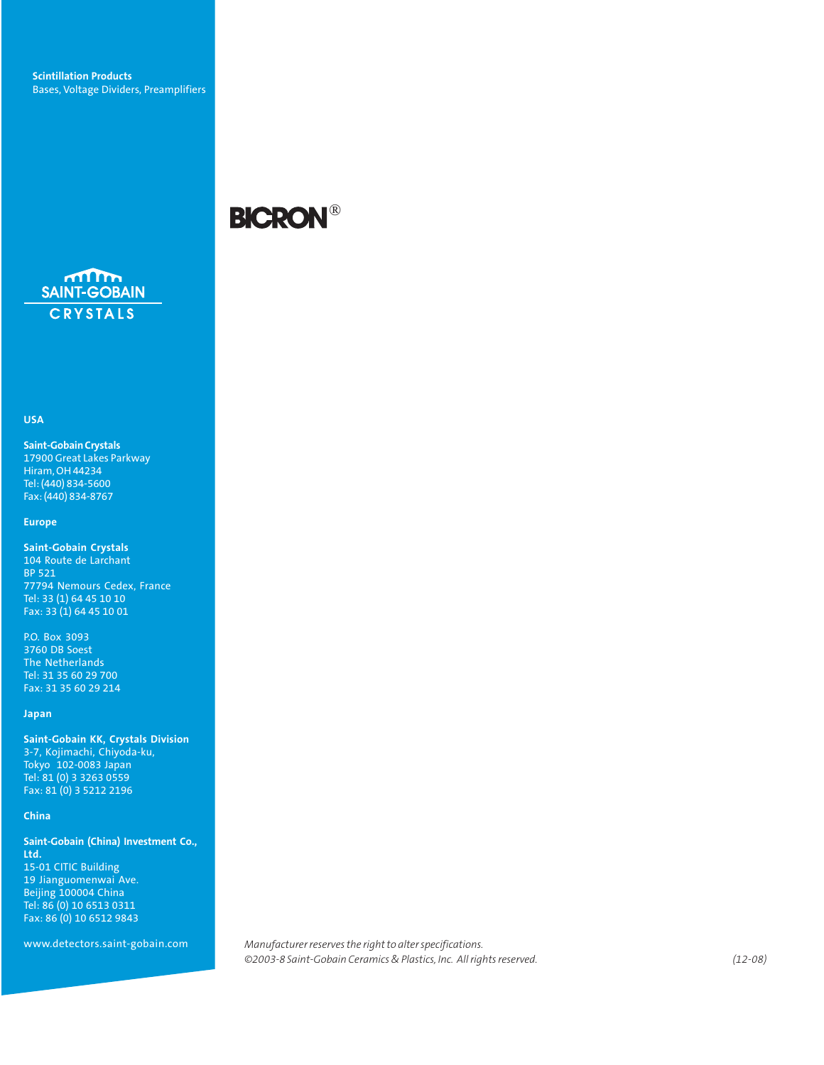**Scintillation Products**
Bases, Voltage Dividers, Preamplifiers

BICRON®

SAINT-GOBAIN
CRYSTALS

**USA**

**Saint-Gobain Crystals**
17900 Great Lakes Parkway
Hiram, OH 44234
Tel: (440) 834-5600
Fax: (440) 834-8767

**Europe**

**Saint-Gobain Crystals**
104 Route de Larchant
BP 521
77794 Nemours Cedex, France
Tel: 33 (1) 64 45 10 10
Fax: 33 (1) 64 45 10 01

P.O. Box 3093
3760 DB Soest
The Netherlands
Tel: 31 35 60 29 700
Fax: 31 35 60 29 214

**Japan**

**Saint-Gobain KK, Crystals Division**
3-7, Kojimachi, Chiyoda-ku,
Tokyo 102-0083 Japan
Tel: 81 (0) 3 3263 0559
Fax: 81 (0) 3 5212 2196

**China**

**Saint-Gobain (China) Investment Co., Ltd.**
15-01 CITIC Building
19 Jianguomenwai Ave.
Beijing 100004 China
Tel: 86 (0) 10 6513 0311
Fax: 86 (0) 10 6512 9843

www.detectors.saint-gobain.com

*Manufacturer reserves the right to alter specifications.*
*©2003-8 Saint-Gobain Ceramics & Plastics, Inc. All rights reserved.*

*(12-08)*